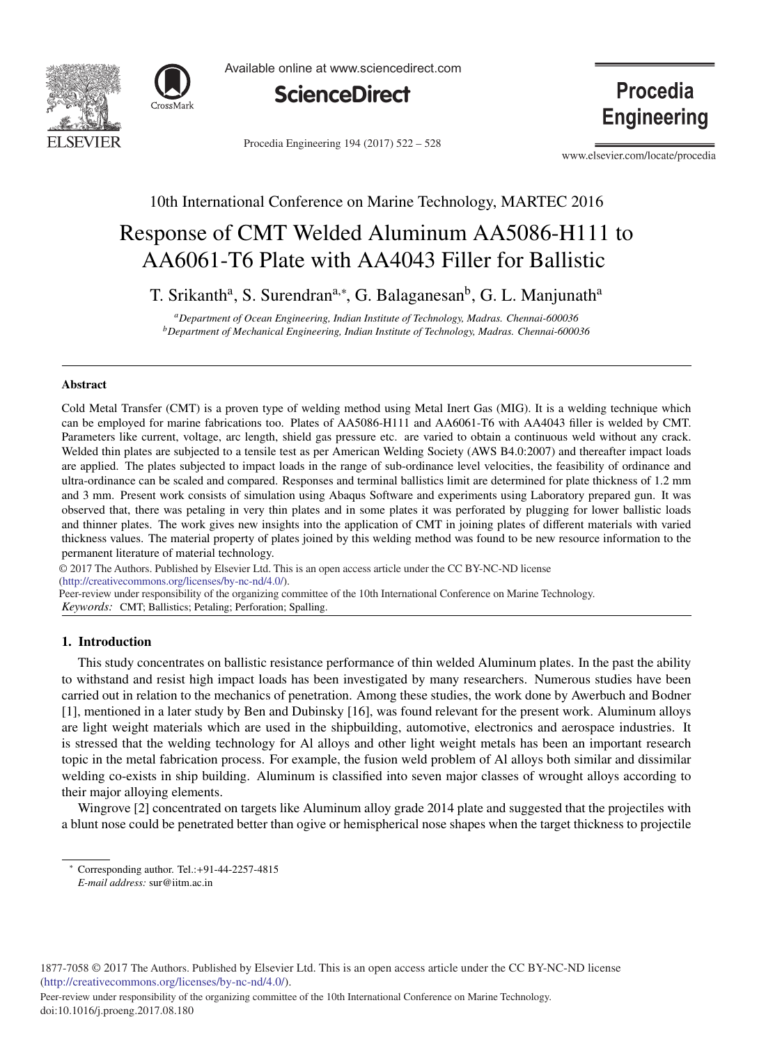10th International Conference on Marine Technology, MARTEC 2016

# Response of CMT Welded Aluminum AA5086-H111 to AA6061-T6 Plate with AA4043 Filler for Ballistic

T. Srikanth[a], S. Surendran[a,*], G. Balaganesan[b], G. L. Manjunath[a]

[a]*Department of Ocean Engineering, Indian Institute of Technology, Madras. Chennai-600036*
[b]*Department of Mechanical Engineering, Indian Institute of Technology, Madras. Chennai-600036*

## Abstract

Cold Metal Transfer (CMT) is a proven type of welding method using Metal Inert Gas (MIG). It is a welding technique which can be employed for marine fabrications too. Plates of AA5086-H111 and AA6061-T6 with AA4043 filler is welded by CMT. Parameters like current, voltage, arc length, shield gas pressure etc. are varied to obtain a continuous weld without any crack. Welded thin plates are subjected to a tensile test as per American Welding Society (AWS B4.0:2007) and thereafter impact loads are applied. The plates subjected to impact loads in the range of sub-ordinance level velocities, the feasibility of ordinance and ultra-ordinance can be scaled and compared. Responses and terminal ballistics limit are determined for plate thickness of 1.2 mm and 3 mm. Present work consists of simulation using Abaqus Software and experiments using Laboratory prepared gun. It was observed that, there was petaling in very thin plates and in some plates it was perforated by plugging for lower ballistic loads and thinner plates. The work gives new insights into the application of CMT in joining plates of different materials with varied thickness values. The material property of plates joined by this welding method was found to be new resource information to the permanent literature of material technology.

© 2017 The Authors. Published by Elsevier Ltd. This is an open access article under the CC BY-NC-ND license (http://creativecommons.org/licenses/by-nc-nd/4.0/).
Peer-review under responsibility of the organizing committee of the 10th International Conference on Marine Technology.

*Keywords:* CMT; Ballistics; Petaling; Perforation; Spalling.

## 1. Introduction

This study concentrates on ballistic resistance performance of thin welded Aluminum plates. In the past the ability to withstand and resist high impact loads has been investigated by many researchers. Numerous studies have been carried out in relation to the mechanics of penetration. Among these studies, the work done by Awerbuch and Bodner [1], mentioned in a later study by Ben and Dubinsky [16], was found relevant for the present work. Aluminum alloys are light weight materials which are used in the shipbuilding, automotive, electronics and aerospace industries. It is stressed that the welding technology for Al alloys and other light weight metals has been an important research topic in the metal fabrication process. For example, the fusion weld problem of Al alloys both similar and dissimilar welding co-exists in ship building. Aluminum is classified into seven major classes of wrought alloys according to their major alloying elements.

Wingrove [2] concentrated on targets like Aluminum alloy grade 2014 plate and suggested that the projectiles with a blunt nose could be penetrated better than ogive or hemispherical nose shapes when the target thickness to projectile

---

* Corresponding author. Tel.:+91-44-2257-4815
*E-mail address:* sur@iitm.ac.in

1877-7058 © 2017 The Authors. Published by Elsevier Ltd. This is an open access article under the CC BY-NC-ND license (http://creativecommons.org/licenses/by-nc-nd/4.0/).
Peer-review under responsibility of the organizing committee of the 10th International Conference on Marine Technology.
doi:10.1016/j.proeng.2017.08.180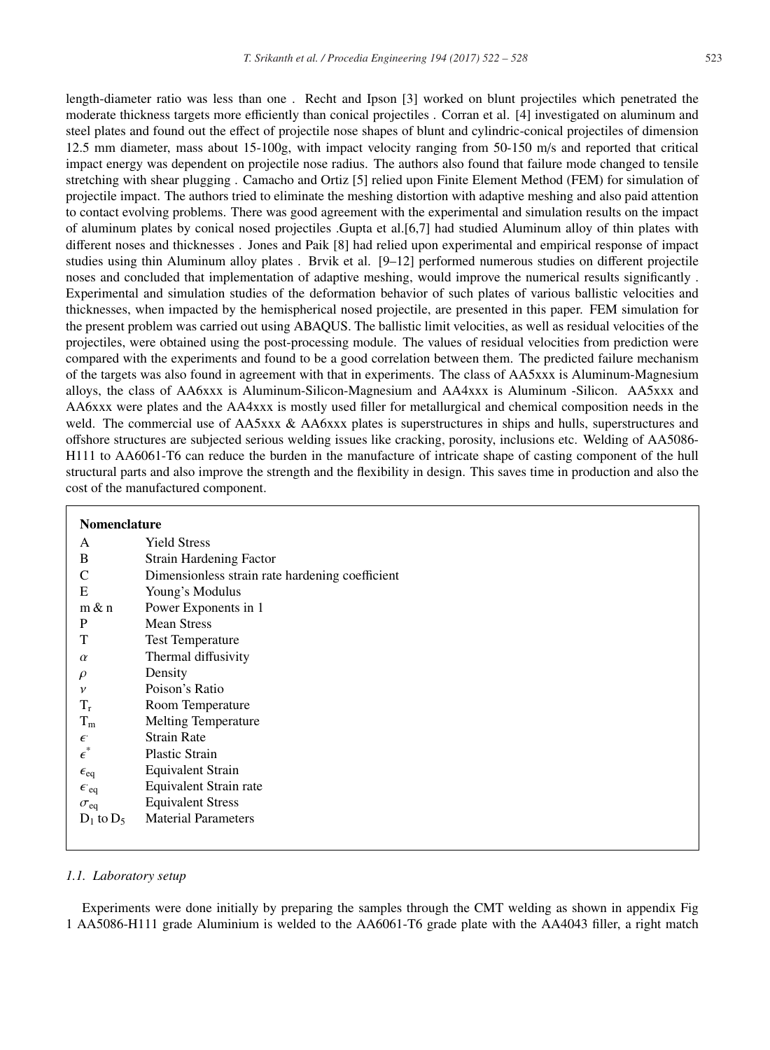length-diameter ratio was less than one . Recht and Ipson [3] worked on blunt projectiles which penetrated the moderate thickness targets more efficiently than conical projectiles . Corran et al. [4] investigated on aluminum and steel plates and found out the effect of projectile nose shapes of blunt and cylindric-conical projectiles of dimension 12.5 mm diameter, mass about 15-100g, with impact velocity ranging from 50-150 m/s and reported that critical impact energy was dependent on projectile nose radius. The authors also found that failure mode changed to tensile stretching with shear plugging . Camacho and Ortiz [5] relied upon Finite Element Method (FEM) for simulation of projectile impact. The authors tried to eliminate the meshing distortion with adaptive meshing and also paid attention to contact evolving problems. There was good agreement with the experimental and simulation results on the impact of aluminum plates by conical nosed projectiles .Gupta et al.[6,7] had studied Aluminum alloy of thin plates with different noses and thicknesses . Jones and Paik [8] had relied upon experimental and empirical response of impact studies using thin Aluminum alloy plates . Brvik et al. [9–12] performed numerous studies on different projectile noses and concluded that implementation of adaptive meshing, would improve the numerical results significantly . Experimental and simulation studies of the deformation behavior of such plates of various ballistic velocities and thicknesses, when impacted by the hemispherical nosed projectile, are presented in this paper. FEM simulation for the present problem was carried out using ABAQUS. The ballistic limit velocities, as well as residual velocities of the projectiles, were obtained using the post-processing module. The values of residual velocities from prediction were compared with the experiments and found to be a good correlation between them. The predicted failure mechanism of the targets was also found in agreement with that in experiments. The class of AA5xxx is Aluminum-Magnesium alloys, the class of AA6xxx is Aluminum-Silicon-Magnesium and AA4xxx is Aluminum -Silicon. AA5xxx and AA6xxx were plates and the AA4xxx is mostly used filler for metallurgical and chemical composition needs in the weld. The commercial use of AA5xxx & AA6xxx plates is superstructures in ships and hulls, superstructures and offshore structures are subjected serious welding issues like cracking, porosity, inclusions etc. Welding of AA5086-H111 to AA6061-T6 can reduce the burden in the manufacture of intricate shape of casting component of the hull structural parts and also improve the strength and the flexibility in design. This saves time in production and also the cost of the manufactured component.

**Nomenclature**

| | |
|---|---|
| A | Yield Stress |
| B | Strain Hardening Factor |
| C | Dimensionless strain rate hardening coefficient |
| E | Young's Modulus |
| m & n | Power Exponents in 1 |
| P | Mean Stress |
| T | Test Temperature |
| $\alpha$ | Thermal diffusivity |
| $\rho$ | Density |
| $\nu$ | Poison's Ratio |
| $T_r$ | Room Temperature |
| $T_m$ | Melting Temperature |
| $\dot{\epsilon}$ | Strain Rate |
| $\epsilon^*$ | Plastic Strain |
| $\epsilon_{eq}$ | Equivalent Strain |
| $\dot{\epsilon}_{eq}$ | Equivalent Strain rate |
| $\sigma_{eq}$ | Equivalent Stress |
| $D_1$ to $D_5$ | Material Parameters |

### *1.1. Laboratory setup*

Experiments were done initially by preparing the samples through the CMT welding as shown in appendix Fig 1 AA5086-H111 grade Aluminium is welded to the AA6061-T6 grade plate with the AA4043 filler, a right match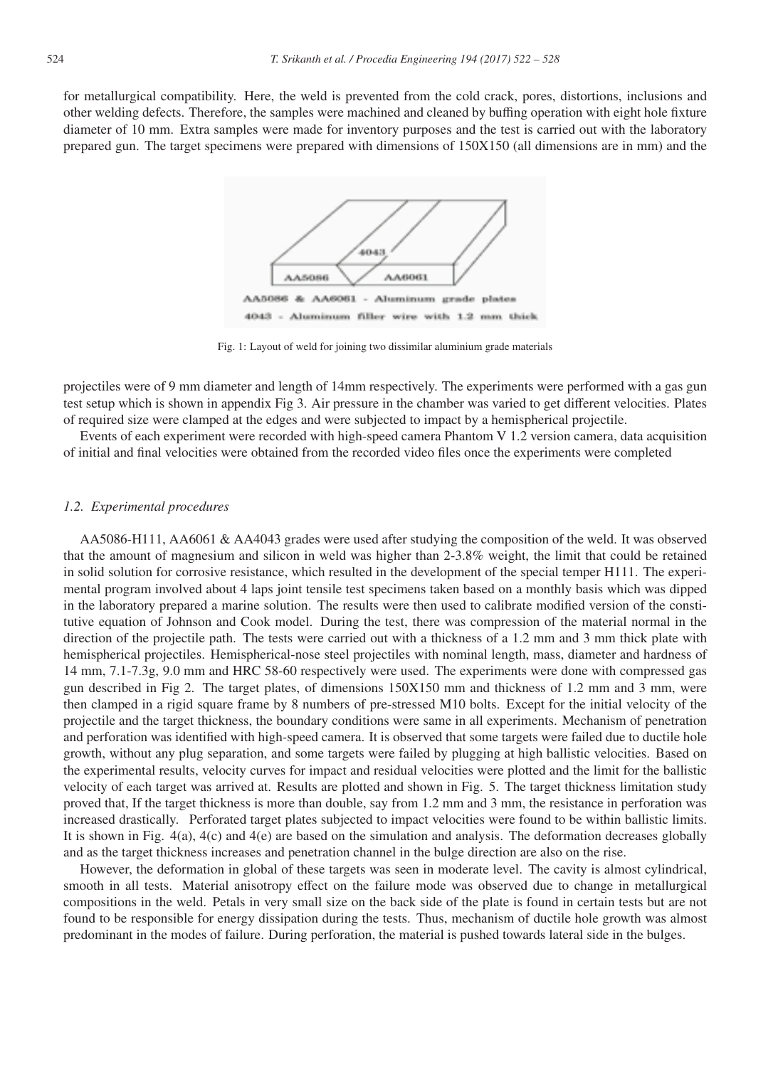for metallurgical compatibility. Here, the weld is prevented from the cold crack, pores, distortions, inclusions and other welding defects. Therefore, the samples were machined and cleaned by buffing operation with eight hole fixture diameter of 10 mm. Extra samples were made for inventory purposes and the test is carried out with the laboratory prepared gun. The target specimens were prepared with dimensions of 150X150 (all dimensions are in mm) and the

AA5086 & AA6061 - Aluminum grade plates
4043 - Aluminum filler wire with 1.2 mm thick

Fig. 1: Layout of weld for joining two dissimilar aluminium grade materials

projectiles were of 9 mm diameter and length of 14mm respectively. The experiments were performed with a gas gun test setup which is shown in appendix Fig 3. Air pressure in the chamber was varied to get different velocities. Plates of required size were clamped at the edges and were subjected to impact by a hemispherical projectile.

Events of each experiment were recorded with high-speed camera Phantom V 1.2 version camera, data acquisition of initial and final velocities were obtained from the recorded video files once the experiments were completed

### *1.2. Experimental procedures*

AA5086-H111, AA6061 & AA4043 grades were used after studying the composition of the weld. It was observed that the amount of magnesium and silicon in weld was higher than 2-3.8% weight, the limit that could be retained in solid solution for corrosive resistance, which resulted in the development of the special temper H111. The experimental program involved about 4 laps joint tensile test specimens taken based on a monthly basis which was dipped in the laboratory prepared a marine solution. The results were then used to calibrate modified version of the constitutive equation of Johnson and Cook model. During the test, there was compression of the material normal in the direction of the projectile path. The tests were carried out with a thickness of a 1.2 mm and 3 mm thick plate with hemispherical projectiles. Hemispherical-nose steel projectiles with nominal length, mass, diameter and hardness of 14 mm, 7.1-7.3g, 9.0 mm and HRC 58-60 respectively were used. The experiments were done with compressed gas gun described in Fig 2. The target plates, of dimensions 150X150 mm and thickness of 1.2 mm and 3 mm, were then clamped in a rigid square frame by 8 numbers of pre-stressed M10 bolts. Except for the initial velocity of the projectile and the target thickness, the boundary conditions were same in all experiments. Mechanism of penetration and perforation was identified with high-speed camera. It is observed that some targets were failed due to ductile hole growth, without any plug separation, and some targets were failed by plugging at high ballistic velocities. Based on the experimental results, velocity curves for impact and residual velocities were plotted and the limit for the ballistic velocity of each target was arrived at. Results are plotted and shown in Fig. 5. The target thickness limitation study proved that, If the target thickness is more than double, say from 1.2 mm and 3 mm, the resistance in perforation was increased drastically. Perforated target plates subjected to impact velocities were found to be within ballistic limits. It is shown in Fig. 4(a), 4(c) and 4(e) are based on the simulation and analysis. The deformation decreases globally and as the target thickness increases and penetration channel in the bulge direction are also on the rise.

However, the deformation in global of these targets was seen in moderate level. The cavity is almost cylindrical, smooth in all tests. Material anisotropy effect on the failure mode was observed due to change in metallurgical compositions in the weld. Petals in very small size on the back side of the plate is found in certain tests but are not found to be responsible for energy dissipation during the tests. Thus, mechanism of ductile hole growth was almost predominant in the modes of failure. During perforation, the material is pushed towards lateral side in the bulges.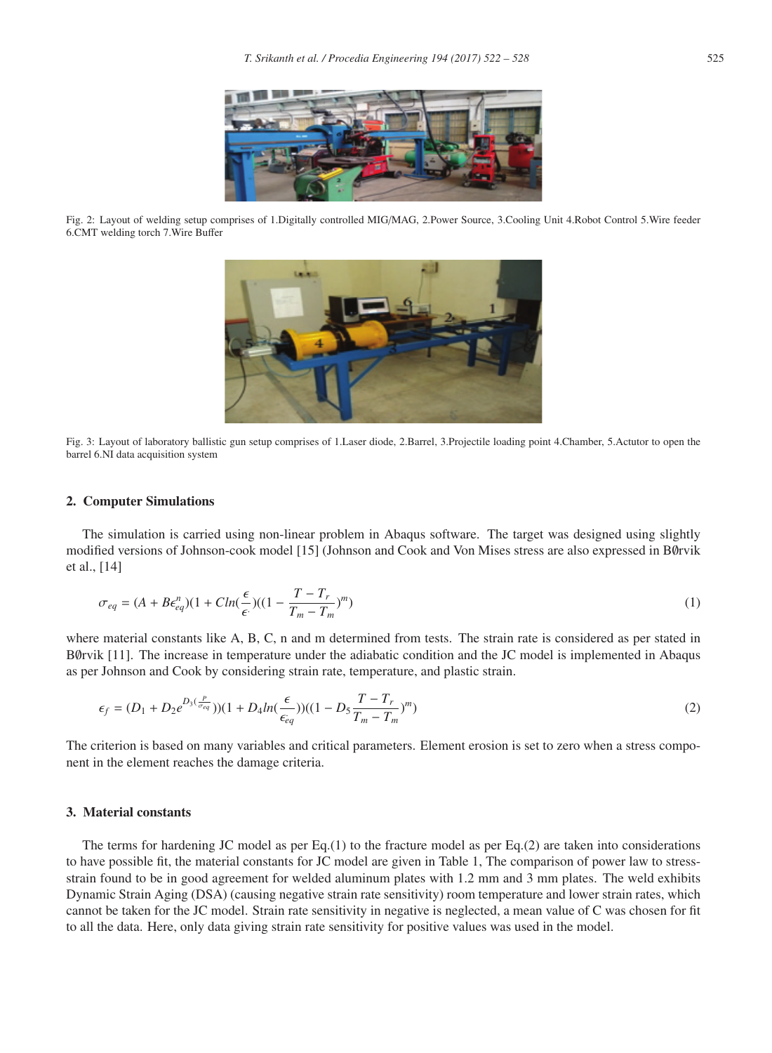Fig. 2: Layout of welding setup comprises of 1.Digitally controlled MIG/MAG, 2.Power Source, 3.Cooling Unit 4.Robot Control 5.Wire feeder 6.CMT welding torch 7.Wire Buffer

Fig. 3: Layout of laboratory ballistic gun setup comprises of 1.Laser diode, 2.Barrel, 3.Projectile loading point 4.Chamber, 5.Actutor to open the barrel 6.NI data acquisition system

## 2. Computer Simulations

The simulation is carried using non-linear problem in Abaqus software. The target was designed using slightly modified versions of Johnson-cook model [15] (Johnson and Cook and Von Mises stress are also expressed in B∅rvik et al., [14]

$$\sigma_{eq} = (A + B\epsilon_{eq}^{n})(1 + Cln(\frac{\epsilon}{\epsilon^{\cdot}})((1 - \frac{T - T_r}{T_m - T_m})^{m}) \tag{1}$$

where material constants like A, B, C, n and m determined from tests. The strain rate is considered as per stated in B∅rvik [11]. The increase in temperature under the adiabatic condition and the JC model is implemented in Abaqus as per Johnson and Cook by considering strain rate, temperature, and plastic strain.

$$\epsilon_f = (D_1 + D_2 e^{D_3(\frac{p}{\sigma_{eq}})})(1 + D_4 ln(\frac{\epsilon}{\dot{\epsilon_{eq}}}))((1 - D_5 \frac{T - T_r}{T_m - T_m})^{m}) \tag{2}$$

The criterion is based on many variables and critical parameters. Element erosion is set to zero when a stress component in the element reaches the damage criteria.

## 3. Material constants

The terms for hardening JC model as per Eq.(1) to the fracture model as per Eq.(2) are taken into considerations to have possible fit, the material constants for JC model are given in Table 1, The comparison of power law to stress-strain found to be in good agreement for welded aluminum plates with 1.2 mm and 3 mm plates. The weld exhibits Dynamic Strain Aging (DSA) (causing negative strain rate sensitivity) room temperature and lower strain rates, which cannot be taken for the JC model. Strain rate sensitivity in negative is neglected, a mean value of C was chosen for fit to all the data. Here, only data giving strain rate sensitivity for positive values was used in the model.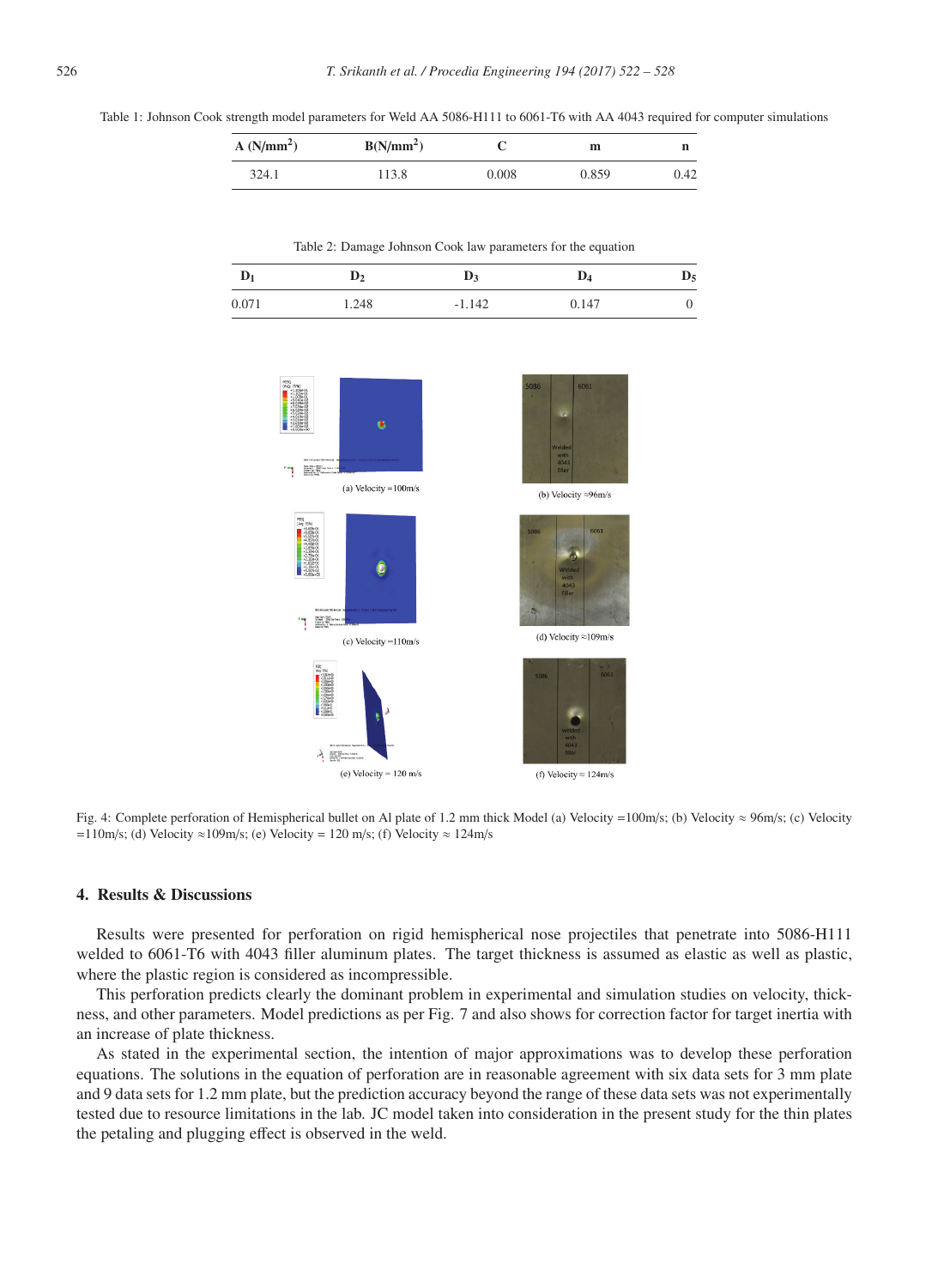Table 1: Johnson Cook strength model parameters for Weld AA 5086-H111 to 6061-T6 with AA 4043 required for computer simulations

| A (N/mm$^2$) | B(N/mm$^2$) | C | m | n |
|---|---|---|---|---|
| 324.1 | 113.8 | 0.008 | 0.859 | 0.42 |

Table 2: Damage Johnson Cook law parameters for the equation

| $D_1$ | $D_2$ | $D_3$ | $D_4$ | $D_5$ |
|---|---|---|---|---|
| 0.071 | 1.248 | -1.142 | 0.147 | 0 |

(a) Velocity =100m/s

(b) Velocity ≈96m/s

(c) Velocity =110m/s

(d) Velocity ≈109m/s

(e) Velocity = 120 m/s

(f) Velocity ≈ 124m/s

Fig. 4: Complete perforation of Hemispherical bullet on Al plate of 1.2 mm thick Model (a) Velocity =100m/s; (b) Velocity ≈ 96m/s; (c) Velocity =110m/s; (d) Velocity ≈109m/s; (e) Velocity = 120 m/s; (f) Velocity ≈ 124m/s

## 4. Results & Discussions

Results were presented for perforation on rigid hemispherical nose projectiles that penetrate into 5086-H111 welded to 6061-T6 with 4043 filler aluminum plates. The target thickness is assumed as elastic as well as plastic, where the plastic region is considered as incompressible.

This perforation predicts clearly the dominant problem in experimental and simulation studies on velocity, thickness, and other parameters. Model predictions as per Fig. 7 and also shows for correction factor for target inertia with an increase of plate thickness.

As stated in the experimental section, the intention of major approximations was to develop these perforation equations. The solutions in the equation of perforation are in reasonable agreement with six data sets for 3 mm plate and 9 data sets for 1.2 mm plate, but the prediction accuracy beyond the range of these data sets was not experimentally tested due to resource limitations in the lab. JC model taken into consideration in the present study for the thin plates the petaling and plugging effect is observed in the weld.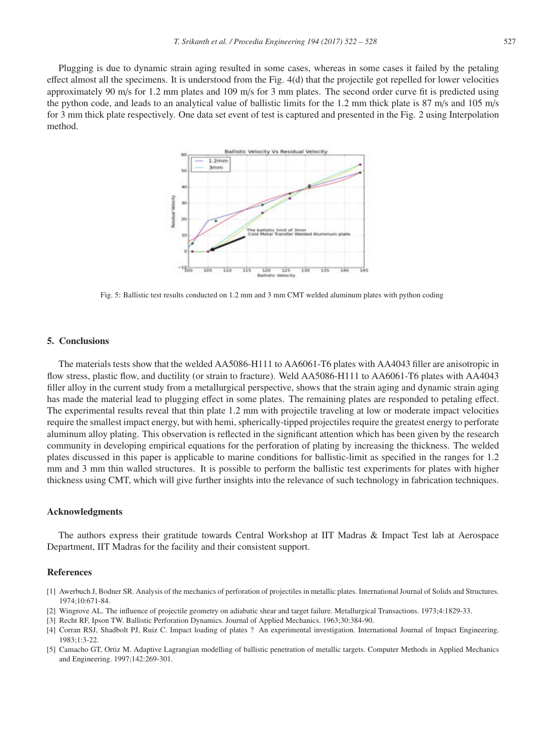Plugging is due to dynamic strain aging resulted in some cases, whereas in some cases it failed by the petaling effect almost all the specimens. It is understood from the Fig. 4(d) that the projectile got repelled for lower velocities approximately 90 m/s for 1.2 mm plates and 109 m/s for 3 mm plates. The second order curve fit is predicted using the python code, and leads to an analytical value of ballistic limits for the 1.2 mm thick plate is 87 m/s and 105 m/s for 3 mm thick plate respectively. One data set event of test is captured and presented in the Fig. 2 using Interpolation method.

Fig. 5: Ballistic test results conducted on 1.2 mm and 3 mm CMT welded aluminum plates with python coding

## 5. Conclusions

The materials tests show that the welded AA5086-H111 to AA6061-T6 plates with AA4043 filler are anisotropic in flow stress, plastic flow, and ductility (or strain to fracture). Weld AA5086-H111 to AA6061-T6 plates with AA4043 filler alloy in the current study from a metallurgical perspective, shows that the strain aging and dynamic strain aging has made the material lead to plugging effect in some plates. The remaining plates are responded to petaling effect. The experimental results reveal that thin plate 1.2 mm with projectile traveling at low or moderate impact velocities require the smallest impact energy, but with hemi, spherically-tipped projectiles require the greatest energy to perforate aluminum alloy plating. This observation is reflected in the significant attention which has been given by the research community in developing empirical equations for the perforation of plating by increasing the thickness. The welded plates discussed in this paper is applicable to marine conditions for ballistic-limit as specified in the ranges for 1.2 mm and 3 mm thin walled structures. It is possible to perform the ballistic test experiments for plates with higher thickness using CMT, which will give further insights into the relevance of such technology in fabrication techniques.

### Acknowledgments

The authors express their gratitude towards Central Workshop at IIT Madras & Impact Test lab at Aerospace Department, IIT Madras for the facility and their consistent support.

### References

[1] Awerbuch J, Bodner SR. Analysis of the mechanics of perforation of projectiles in metallic plates. International Journal of Solids and Structures. 1974;10:671-84.

[2] Wingrove AL. The influence of projectile geometry on adiabatic shear and target failure. Metallurgical Transactions. 1973;4:1829-33.

[3] Recht RF, Ipson TW. Ballistic Perforation Dynamics. Journal of Applied Mechanics. 1963;30:384-90.

[4] Corran RSJ, Shadbolt PJ, Ruiz C. Impact loading of plates ? An experimental investigation. International Journal of Impact Engineering. 1983;1:3-22.

[5] Camacho GT, Ortiz M. Adaptive Lagrangian modelling of ballistic penetration of metallic targets. Computer Methods in Applied Mechanics and Engineering. 1997;142:269-301.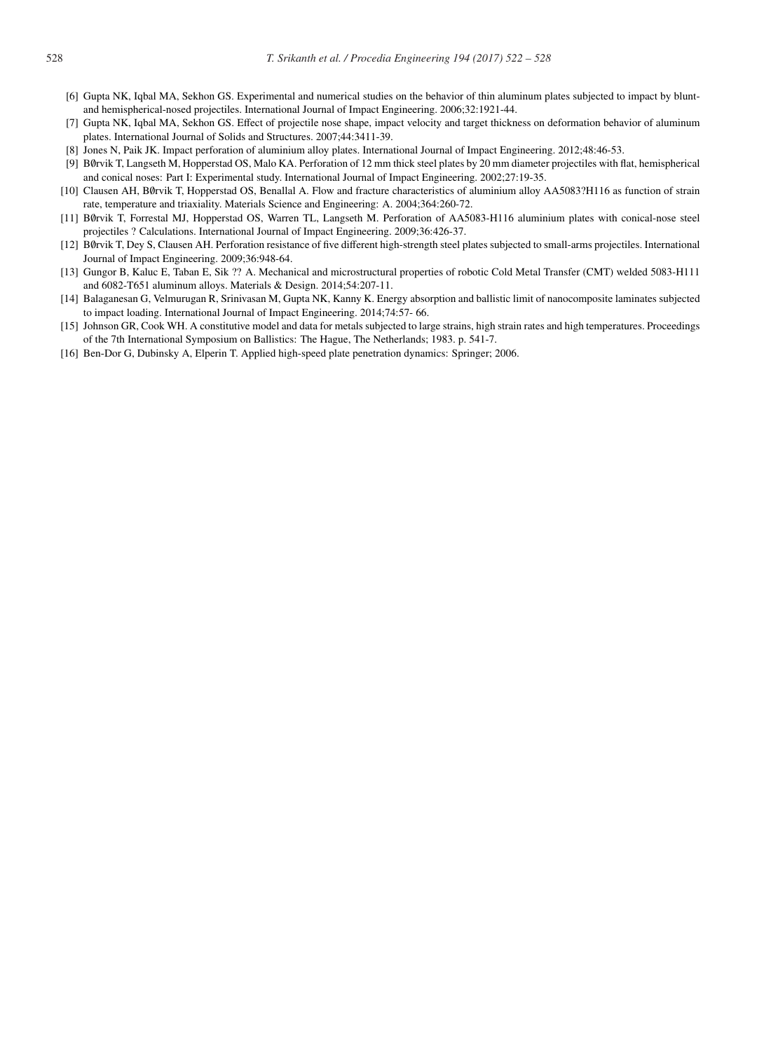[6] Gupta NK, Iqbal MA, Sekhon GS. Experimental and numerical studies on the behavior of thin aluminum plates subjected to impact by blunt- and hemispherical-nosed projectiles. International Journal of Impact Engineering. 2006;32:1921-44.

[7] Gupta NK, Iqbal MA, Sekhon GS. Effect of projectile nose shape, impact velocity and target thickness on deformation behavior of aluminum plates. International Journal of Solids and Structures. 2007;44:3411-39.

[8] Jones N, Paik JK. Impact perforation of aluminium alloy plates. International Journal of Impact Engineering. 2012;48:46-53.

[9] B∅rvik T, Langseth M, Hopperstad OS, Malo KA. Perforation of 12 mm thick steel plates by 20 mm diameter projectiles with flat, hemispherical and conical noses: Part I: Experimental study. International Journal of Impact Engineering. 2002;27:19-35.

[10] Clausen AH, B∅rvik T, Hopperstad OS, Benallal A. Flow and fracture characteristics of aluminium alloy AA5083?H116 as function of strain rate, temperature and triaxiality. Materials Science and Engineering: A. 2004;364:260-72.

[11] B∅rvik T, Forrestal MJ, Hopperstad OS, Warren TL, Langseth M. Perforation of AA5083-H116 aluminium plates with conical-nose steel projectiles ? Calculations. International Journal of Impact Engineering. 2009;36:426-37.

[12] B∅rvik T, Dey S, Clausen AH. Perforation resistance of five different high-strength steel plates subjected to small-arms projectiles. International Journal of Impact Engineering. 2009;36:948-64.

[13] Gungor B, Kaluc E, Taban E, Sik ?? A. Mechanical and microstructural properties of robotic Cold Metal Transfer (CMT) welded 5083-H111 and 6082-T651 aluminum alloys. Materials & Design. 2014;54:207-11.

[14] Balaganesan G, Velmurugan R, Srinivasan M, Gupta NK, Kanny K. Energy absorption and ballistic limit of nanocomposite laminates subjected to impact loading. International Journal of Impact Engineering. 2014;74:57- 66.

[15] Johnson GR, Cook WH. A constitutive model and data for metals subjected to large strains, high strain rates and high temperatures. Proceedings of the 7th International Symposium on Ballistics: The Hague, The Netherlands; 1983. p. 541-7.

[16] Ben-Dor G, Dubinsky A, Elperin T. Applied high-speed plate penetration dynamics: Springer; 2006.